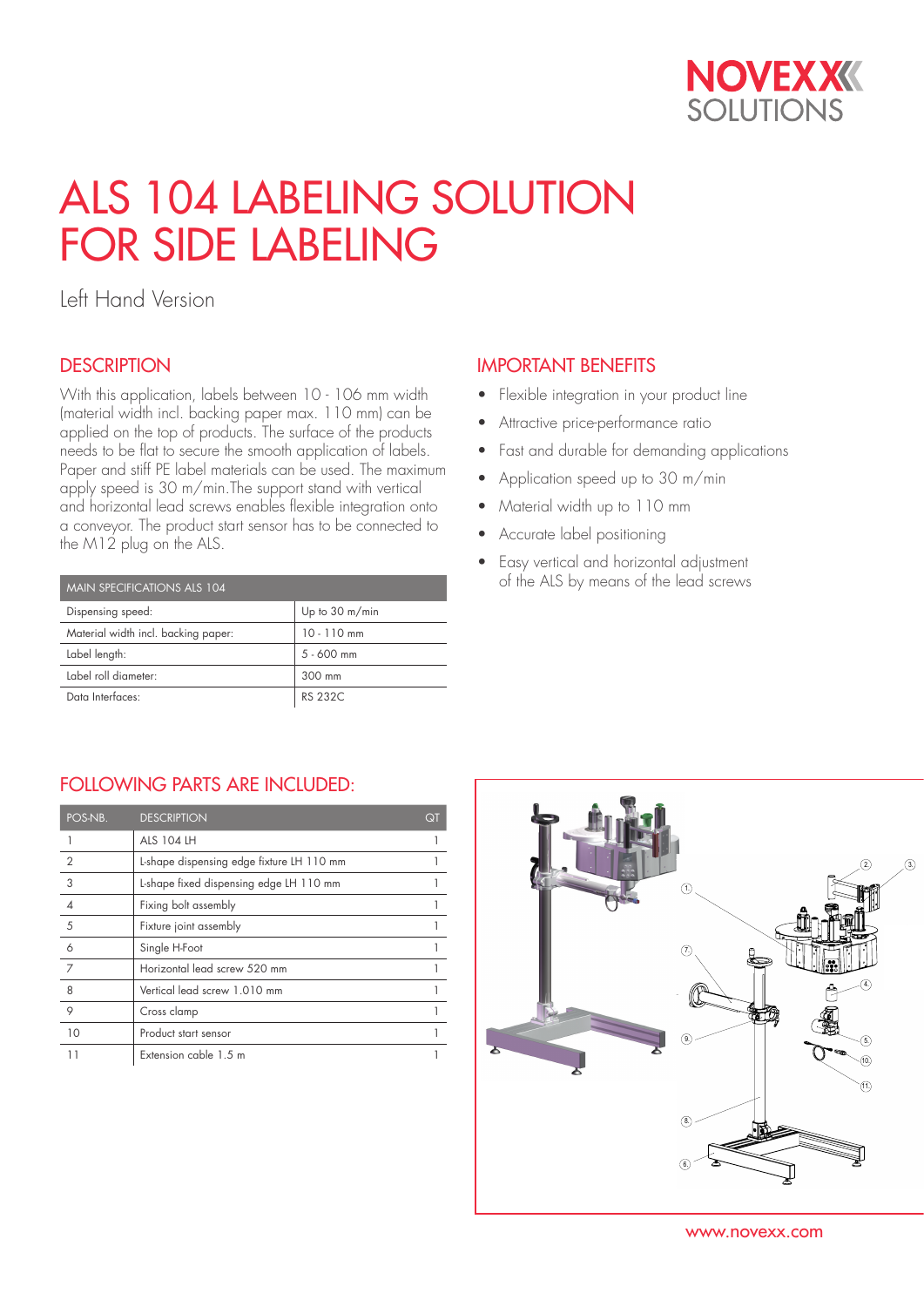NOVEXX SOLUTIONS

# ALS 104 LABELING SOLUTION FOR SIDE LABELING

Left Hand Version

## DESCRIPTION

With this application, labels between 10 - 106 mm width (material width incl. backing paper max. 110 mm) can be applied on the top of products. The surface of the products needs to be flat to secure the smooth application of labels. Paper and stiff PE label materials can be used. The maximum apply speed is 30 m/min.The support stand with vertical and horizontal lead screws enables flexible integration onto a conveyor. The product start sensor has to be connected to the M12 plug on the ALS.

| MAIN SPECIFICATIONS ALS 104 | |
|---|---|
| Dispensing speed: | Up to 30 m/min |
| Material width incl. backing paper: | 10 - 110 mm |
| Label length: | 5 - 600 mm |
| Label roll diameter: | 300 mm |
| Data Interfaces: | RS 232C |

## IMPORTANT BENEFITS

- Flexible integration in your product line
- Attractive price-performance ratio
- Fast and durable for demanding applications
- Application speed up to 30 m/min
- Material width up to 110 mm
- Accurate label positioning
- Easy vertical and horizontal adjustment of the ALS by means of the lead screws

## FOLLOWING PARTS ARE INCLUDED:

| POS-NB. | DESCRIPTION | QT |
|---|---|---|
| 1 | ALS 104 LH | 1 |
| 2 | L-shape dispensing edge fixture LH 110 mm | 1 |
| 3 | L-shape fixed dispensing edge LH 110 mm | 1 |
| 4 | Fixing bolt assembly | 1 |
| 5 | Fixture joint assembly | 1 |
| 6 | Single H-Foot | 1 |
| 7 | Horizontal lead screw 520 mm | 1 |
| 8 | Vertical lead screw 1.010 mm | 1 |
| 9 | Cross clamp | 1 |
| 10 | Product start sensor | 1 |
| 11 | Extension cable 1.5 m | 1 |

www.novexx.com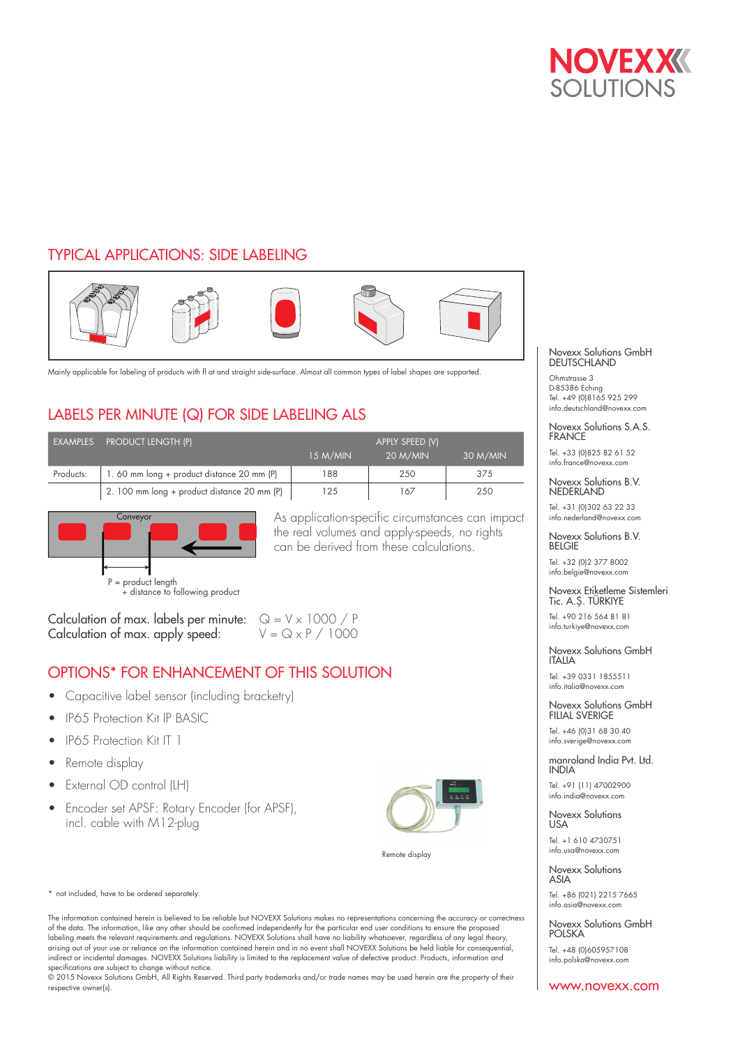# NOVEXX SOLUTIONS

## TYPICAL APPLICATIONS: SIDE LABELING

Mainly applicable for labeling of products with fl at and straight side-surface. Almost all common types of label shapes are supported.

## LABELS PER MINUTE (Q) FOR SIDE LABELING ALS

| EXAMPLES | PRODUCT LENGTH (P) | APPLY SPEED (V) | | |
|---|---|---|---|---|
| | | 15 M/MIN | 20 M/MIN | 30 M/MIN |
| Products: | 1. 60 mm long + product distance 20 mm (P) | 188 | 250 | 375 |
| | 2. 100 mm long + product distance 20 mm (P) | 125 | 167 | 250 |

Conveyor

P = product length
+ distance to following product

As application-specific circumstances can impact the real volumes and apply-speeds, no rights can be derived from these calculations.

Calculation of max. labels per minute: $Q = V \times 1000 / P$
Calculation of max. apply speed: $V = Q \times P / 1000$

## OPTIONS* FOR ENHANCEMENT OF THIS SOLUTION

- Capacitive label sensor (including bracketry)
- IP65 Protection Kit IP BASIC
- IP65 Protection Kit IT 1
- Remote display
- External OD control (LH)
- Encoder set APSF: Rotary Encoder (for APSF), incl. cable with M12-plug

Remote display

* not included, have to be ordered separately.

The information contained herein is believed to be reliable but NOVEXX Solutions makes no representations concerning the accuracy or correctness of the data. The information, like any other should be confirmed independently for the particular end user conditions to ensure the proposed labeling meets the relevant requirements and regulations. NOVEXX Solutions shall have no liability whatsoever, regardless of any legal theory, arising out of your use or reliance on the information contained herein and in no event shall NOVEXX Solutions be held liable for consequential, indirect or incidental damages. NOVEXX Solutions liability is limited to the replacement value of defective product. Products, information and specifications are subject to change without notice.
© 2015 Novexx Solutions GmbH, All Rights Reserved. Third party trademarks and/or trade names may be used herein are the property of their respective owner(s).

Novexx Solutions GmbH
DEUTSCHLAND
Ohmstrasse 3
D-85386 Eching
Tel. +49 (0)8165 925 299
info.deutschland@novexx.com

Novexx Solutions S.A.S.
FRANCE
Tel. +33 (0)825 82 61 52
info.france@novexx.com

Novexx Solutions B.V.
NEDERLAND
Tel. +31 (0)302 63 22 33
info.nederland@novexx.com

Novexx Solutions B.V.
BELGIE
Tel. +32 (0)2 377 8002
info.belgie@novexx.com

Novexx Etiketleme Sistemleri Tic. A.Ş. TÜRKIYE
Tel. +90 216 564 81 81
info.turkiye@novexx.com

Novexx Solutions GmbH
ITALIA
Tel. +39 0331 1855511
info.italia@novexx.com

Novexx Solutions GmbH
FILIAL SVERIGE
Tel. +46 (0)31 68 30 40
info.sverige@novexx.com

manroland India Pvt. Ltd.
INDIA
Tel. +91 (11) 47002900
info.india@novexx.com

Novexx Solutions
USA
Tel. +1 610 4730751
info.usa@novexx.com

Novexx Solutions
ASIA
Tel. +86 (021) 2215 7665
info.asia@novexx.com

Novexx Solutions GmbH
POLSKA
Tel. +48 (0)605957108
info.polska@novexx.com

www.novexx.com